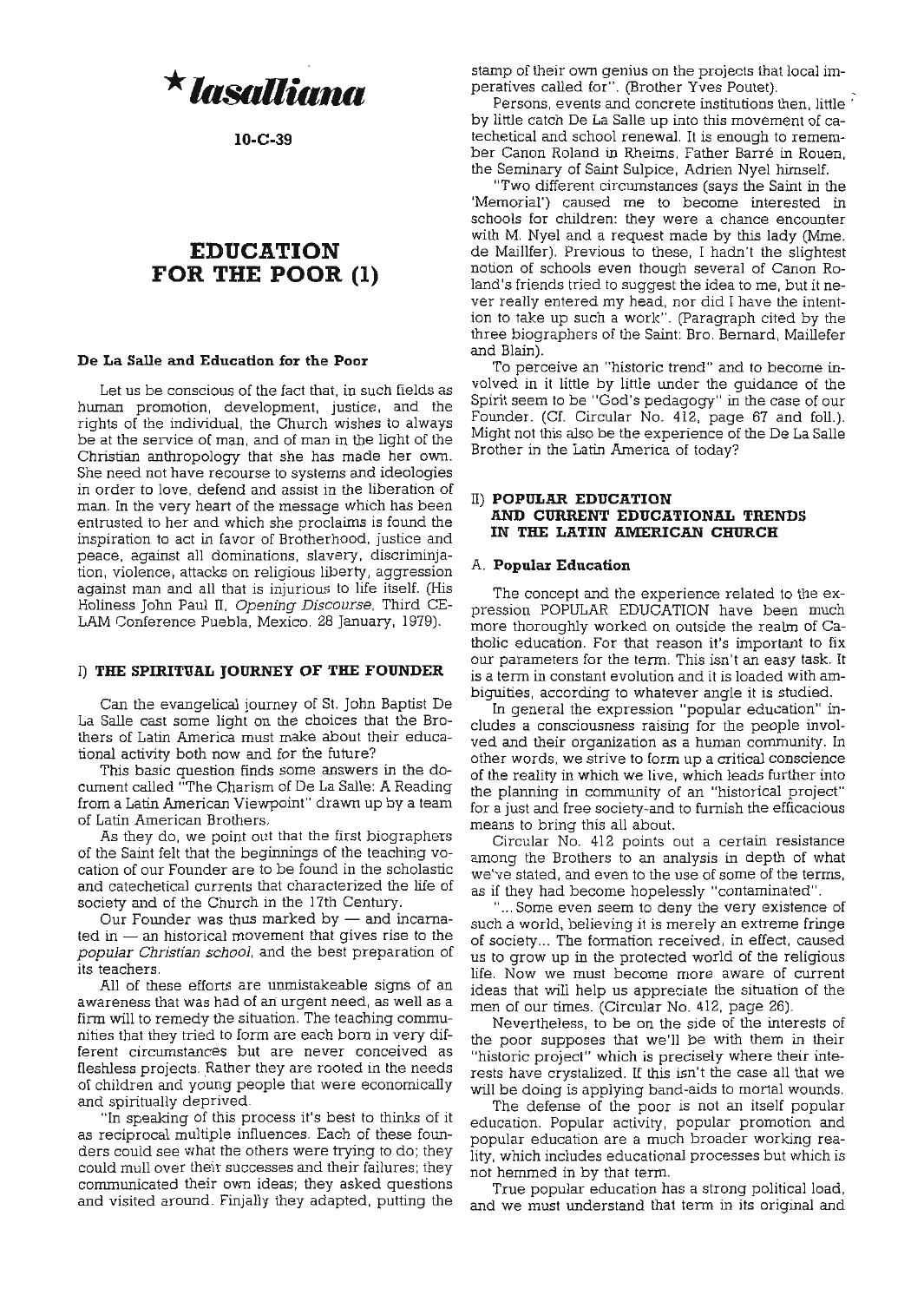# ★ *lasalliana*

**10-C-39**

# EDUCATION FOR THE POOR (1)

### De La Salle and Education for the Poor

Let us be conscious of the fact that, in such fields as human promotion, development, justice, and the rights of the individual, the Church wishes to always be at the service of man, and of man in the light of the Christian anthropology that she has made her own. She need not have recourse to systems and ideologies in order to love, defend and assist in the liberation of man. In the very heart of the message which has been entrusted to her and which she proclaims is found the inspiration to act in favor of Brotherhood, justice and peace, against all dominations, slavery, discriminjation, violence, attacks on religious liberty, aggression against man and all that is injurious to life itself. (His Holiness John Paul II, *Opening Discourse*, Third CELAM Conference Puebla, Mexico. 28 January, 1979).

## I) THE SPIRITUAL JOURNEY OF THE FOUNDER

Can the evangelical journey of St. John Baptist De La Salle cast some light on the choices that the Brothers of Latin America must make about their educational activity both now and for the future?

This basic question finds some answers in the document called "The Charism of De La Salle: A Reading from a Latin American Viewpoint" drawn up by a team of Latin American Brothers.

As they do, we point out that the first biographers of the Saint felt that the beginnings of the teaching vocation of our Founder are to be found in the scholastic and catechetical currents that characterized the life of society and of the Church in the 17th Century.

Our Founder was thus marked by — and incarnated in — an historical movement that gives rise to the *popular Christian school*, and the best preparation of its teachers.

All of these efforts are unmistakeable signs of an awareness that was had of an urgent need, as well as a firm will to remedy the situation. The teaching communities that they tried to form are each born in very different circumstances but are never conceived as fleshless projects. Rather they are rooted in the needs of children and young people that were economically and spiritually deprived.

"In speaking of this process it's best to thinks of it as reciprocal multiple influences. Each of these founders could see what the others were trying to do; they could mull over their successes and their failures; they communicated their own ideas; they asked questions and visited around. Finjally they adapted, putting the stamp of their own genius on the projects that local imperatives called for". (Brother Yves Poutet).

Persons, events and concrete institutions then, little by little catch De La Salle up into this movement of catechetical and school renewal. It is enough to remember Canon Roland in Rheims, Father Barré in Rouen, the Seminary of Saint Sulpice, Adrien Nyel himself.

"Two different circumstances (says the Saint in the 'Memorial') caused me to become interested in schools for children: they were a chance encounter with M. Nyel and a request made by this lady (Mme. de Maillfer). Previous to these, I hadn't the slightest notion of schools even though several of Canon Roland's friends tried to suggest the idea to me, but it never really entered my head, nor did I have the intention to take up such a work". (Paragraph cited by the three biographers of the Saint: Bro. Bernard, Maillefer and Blain).

To perceive an "historic trend" and to become involved in it little by little under the guidance of the Spirit seem to be "God's pedagogy" in the case of our Founder. (Cf. Circular No. 412, page 67 and foll.). Might not this also be the experience of the De La Salle Brother in the Latin America of today?

## II) POPULAR EDUCATION AND CURRENT EDUCATIONAL TRENDS IN THE LATIN AMERICAN CHURCH

### A. Popular Education

The concept and the experience related to the expression POPULAR EDUCATION have been much more thoroughly worked on outside the realm of Catholic education. For that reason it's important to fix our parameters for the term. This isn't an easy task. It is a term in constant evolution and it is loaded with ambiguities, according to whatever angle it is studied.

In general the expression "popular education" includes a consciousness raising for the people involved and their organization as a human community. In other words, we strive to form up a critical conscience of the reality in which we live, which leads further into the planning in community of an "historical project" for a just and free society-and to furnish the efficacious means to bring this all about.

Circular No. 412 points out a certain resistance among the Brothers to an analysis in depth of what we've stated, and even to the use of some of the terms, as if they had become hopelessly "contaminated".

"... Some even seem to deny the very existence of such a world, believing it is merely an extreme fringe of society... The formation received, in effect, caused us to grow up in the protected world of the religious life. Now we must become more aware of current ideas that will help us appreciate the situation of the men of our times. (Circular No. 412, page 26).

Nevertheless, to be on the side of the interests of the poor supposes that we'll be with them in their "historic project" which is precisely where their interests have crystalized. If this isn't the case all that we will be doing is applying band-aids to mortal wounds.

The defense of the poor is not an itself popular education. Popular activity, popular promotion and popular education are a much broader working reality, which includes educational processes but which is not hemmed in by that term.

True popular education has a strong political load, and we must understand that term in its original and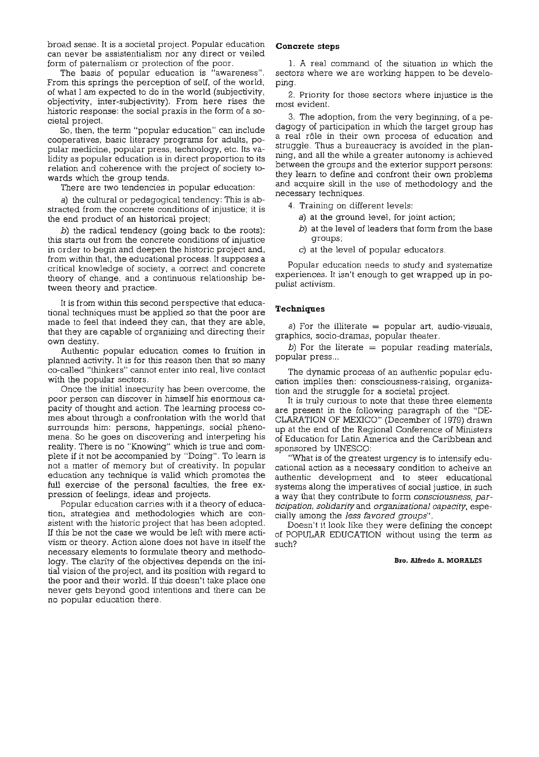broad sense. It is a societal project. Popular education can never be assistentialism nor any direct or veiled form of paternalism or protection of the poor.

The basis of popular education is "awareness". From this springs the perception of self, of the world, of what I am expected to do in the world (subjectivity, objectivity, inter-subjectivity). From here rises the historic response: the social praxis in the form of a societal project.

So, then, the term "popular education" can include cooperatives, basic literacy programs for adults, popular medicine, popular press, technology, etc. Its validity as popular education is in direct proportion to its relation and coherence with the project of society towards which the group tends.

There are two tendencies in popular education:

*a*) the cultural or pedagogical tendency: This is abstracted from the concrete conditions of injustice; it is the end product of an historical project;

*b*) the radical tendency (going back to the roots): this starts out from the concrete conditions of injustice in order to begin and deepen the historic project and, from within that, the educational process. It supposes a critical knowledge of society, a correct and concrete theory of change, and a continuous relationship between theory and practice.

It is from within this second perspective that educational techniques must be applied so that the poor are made to feel that indeed they can, that they are able, that they are capable of organizing and directing their own destiny.

Authentic popular education comes to fruition in planned activity. It is for this reason then that so many co-called "thinkers" cannot enter into real, live contact with the popular sectors.

Once the initial insecurity has been overcome, the poor person can discover in himself his enormous capacity of thought and action. The learning process comes about through a confrontation with the world that surrounds him: persons, happenings, social phenomena. So he goes on discovering and interpeting his reality. There is no "Knowing" which is true and complete if it not be accompanied by "Doing". To learn is not a matter of memory but of creativity. In popular education any technique is valid which promotes the full exercise of the personal faculties, the free expression of feelings, ideas and projects.

Popular education carries with it a theory of education, strategies and methodologies which are consistent with the historic project that has been adopted. If this be not the case we would be left with mere activism or theory. Action alone does not have in itself the necessary elements to formulate theory and methodology. The clarity of the objectives depends on the initial vision of the project, and its position with regard to the poor and their world. If this doesn't take place one never gets beyond good intentions and there can be no popular education there.

### Concrete steps

1. A real command of the situation in which the sectors where we are working happen to be developing.

2. Priority for those sectors where injustice is the most evident.

3. The adoption, from the very beginning, of a pedagogy of participation in which the target group has a real rôle in their own process of education and struggle. Thus a bureaucracy is avoided in the planning, and all the while a greater autonomy is achieved between the groups and the exterior support persons: they learn to define and confront their own problems and acquire skill in the use of methodology and the necessary techniques.

4. Training on different levels:
   - *a*) at the ground level, for joint action;
   - *b*) at the level of leaders that form from the base groups;
   - *c*) at the level of popular educators.

Popular education needs to study and systematize experiences. It isn't enough to get wrapped up in populist activism.

### Techniques

*a*) For the illiterate = popular art, audio-visuals, graphics, socio-dramas, popular theater.

*b*) For the literate = popular reading materials, popular press...

The dynamic process of an authentic popular education implies then: consciousness-raising, organization and the struggle for a societal project.

It is truly curious to note that these three elements are present in the following paragraph of the "DECLARATION OF MEXICO" (December of 1979) drawn up at the end of the Regional Conference of Ministers of Education for Latin America and the Caribbean and sponsored by UNESCO:

"What is of the greatest urgency is to intensify educational action as a necessary condition to acheive an authentic development and to steer educational systems along the imperatives of social justice, in such a way that they contribute to form *consciousness, participation, solidarity* and *organizational capacity*, especially among the *less favored groups*".

Doesn't it look like they were defining the concept of POPULAR EDUCATION without using the term as such?

**Bro. Alfredo A. MORALES**